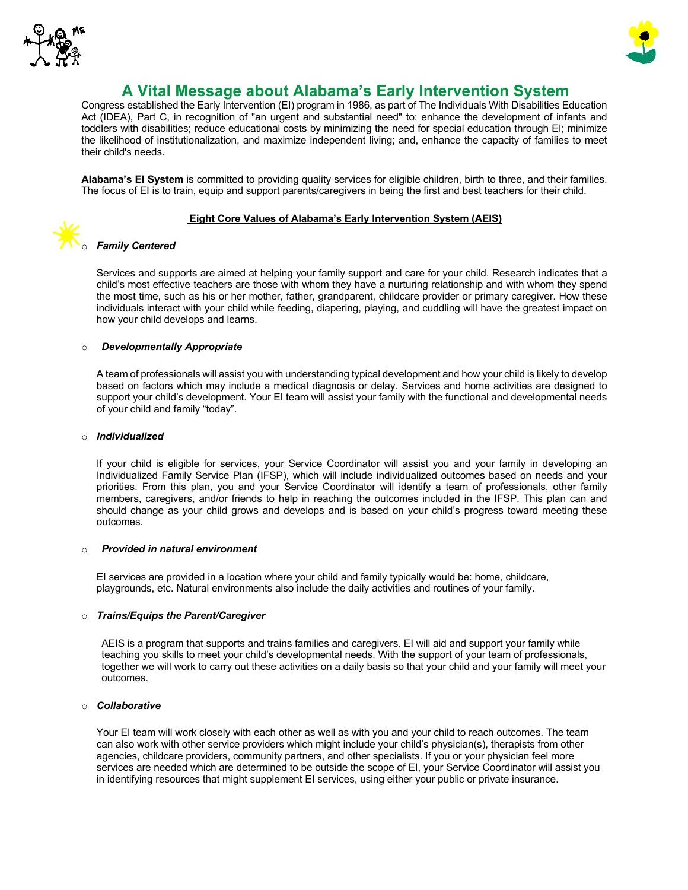# A Vital Message about Alabama's Early Intervention System

Congress established the Early Intervention (EI) program in 1986, as part of The Individuals With Disabilities Education Act (IDEA), Part C, in recognition of "an urgent and substantial need" to: enhance the development of infants and toddlers with disabilities; reduce educational costs by minimizing the need for special education through EI; minimize the likelihood of institutionalization, and maximize independent living; and, enhance the capacity of families to meet their child's needs.

**Alabama's EI System** is committed to providing quality services for eligible children, birth to three, and their families. The focus of EI is to train, equip and support parents/caregivers in being the first and best teachers for their child.

## Eight Core Values of Alabama's Early Intervention System (AEIS)

- ***Family Centered***

  Services and supports are aimed at helping your family support and care for your child. Research indicates that a child's most effective teachers are those with whom they have a nurturing relationship and with whom they spend the most time, such as his or her mother, father, grandparent, childcare provider or primary caregiver. How these individuals interact with your child while feeding, diapering, playing, and cuddling will have the greatest impact on how your child develops and learns.

- ***Developmentally Appropriate***

  A team of professionals will assist you with understanding typical development and how your child is likely to develop based on factors which may include a medical diagnosis or delay. Services and home activities are designed to support your child's development. Your EI team will assist your family with the functional and developmental needs of your child and family "today".

- ***Individualized***

  If your child is eligible for services, your Service Coordinator will assist you and your family in developing an Individualized Family Service Plan (IFSP), which will include individualized outcomes based on needs and your priorities. From this plan, you and your Service Coordinator will identify a team of professionals, other family members, caregivers, and/or friends to help in reaching the outcomes included in the IFSP. This plan can and should change as your child grows and develops and is based on your child's progress toward meeting these outcomes.

- ***Provided in natural environment***

  EI services are provided in a location where your child and family typically would be: home, childcare, playgrounds, etc. Natural environments also include the daily activities and routines of your family.

- ***Trains/Equips the Parent/Caregiver***

  AEIS is a program that supports and trains families and caregivers. EI will aid and support your family while teaching you skills to meet your child's developmental needs. With the support of your team of professionals, together we will work to carry out these activities on a daily basis so that your child and your family will meet your outcomes.

- ***Collaborative***

  Your EI team will work closely with each other as well as with you and your child to reach outcomes. The team can also work with other service providers which might include your child's physician(s), therapists from other agencies, childcare providers, community partners, and other specialists. If you or your physician feel more services are needed which are determined to be outside the scope of EI, your Service Coordinator will assist you in identifying resources that might supplement EI services, using either your public or private insurance.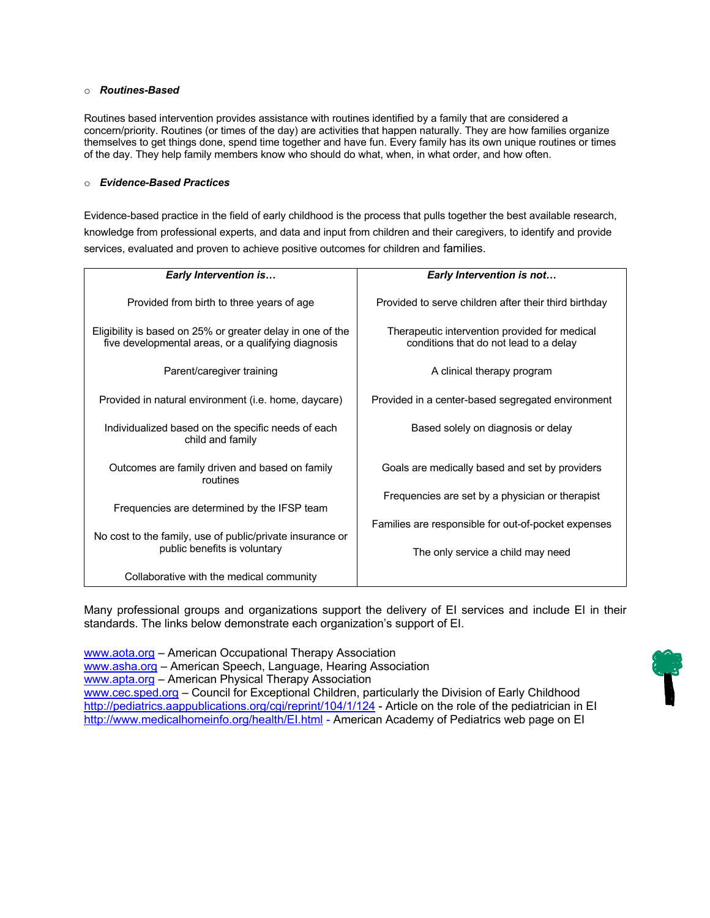- ***Routines-Based***

Routines based intervention provides assistance with routines identified by a family that are considered a concern/priority. Routines (or times of the day) are activities that happen naturally. They are how families organize themselves to get things done, spend time together and have fun. Every family has its own unique routines or times of the day. They help family members know who should do what, when, in what order, and how often.

- ***Evidence-Based Practices***

Evidence-based practice in the field of early childhood is the process that pulls together the best available research, knowledge from professional experts, and data and input from children and their caregivers, to identify and provide services, evaluated and proven to achieve positive outcomes for children and families.

| ***Early Intervention is…*** | ***Early Intervention is not…*** |
|---|---|
| Provided from birth to three years of age | Provided to serve children after their third birthday |
| Eligibility is based on 25% or greater delay in one of the five developmental areas, or a qualifying diagnosis | Therapeutic intervention provided for medical conditions that do not lead to a delay |
| Parent/caregiver training | A clinical therapy program |
| Provided in natural environment (i.e. home, daycare) | Provided in a center-based segregated environment |
| Individualized based on the specific needs of each child and family | Based solely on diagnosis or delay |
| Outcomes are family driven and based on family routines | Goals are medically based and set by providers |
| Frequencies are determined by the IFSP team | Frequencies are set by a physician or therapist |
| No cost to the family, use of public/private insurance or public benefits is voluntary | Families are responsible for out-of-pocket expenses |
| Collaborative with the medical community | The only service a child may need |

Many professional groups and organizations support the delivery of EI services and include EI in their standards. The links below demonstrate each organization's support of EI.

www.aota.org – American Occupational Therapy Association
www.asha.org – American Speech, Language, Hearing Association
www.apta.org – American Physical Therapy Association
www.cec.sped.org – Council for Exceptional Children, particularly the Division of Early Childhood
http://pediatrics.aappublications.org/cgi/reprint/104/1/124 - Article on the role of the pediatrician in EI
http://www.medicalhomeinfo.org/health/EI.html - American Academy of Pediatrics web page on EI